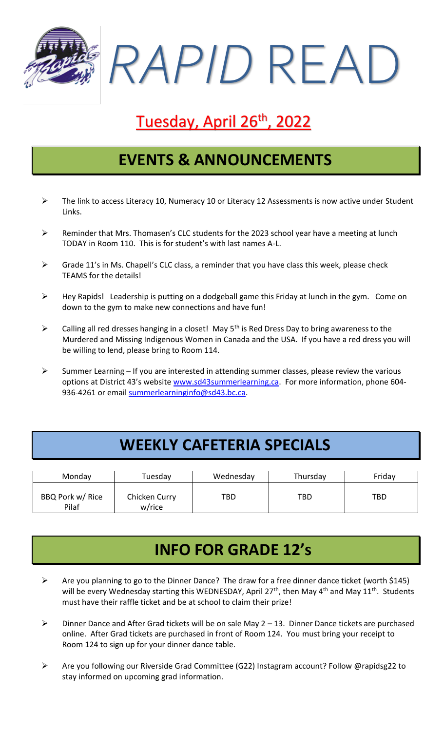# *RAPID* READ

## Tuesday, April 26th, 2022

## EVENTS & ANNOUNCEMENTS

- The link to access Literacy 10, Numeracy 10 or Literacy 12 Assessments is now active under Student Links.
- Reminder that Mrs. Thomasen's CLC students for the 2023 school year have a meeting at lunch TODAY in Room 110. This is for student's with last names A-L.
- Grade 11's in Ms. Chapell's CLC class, a reminder that you have class this week, please check TEAMS for the details!
- Hey Rapids! Leadership is putting on a dodgeball game this Friday at lunch in the gym. Come on down to the gym to make new connections and have fun!
- Calling all red dresses hanging in a closet! May 5th is Red Dress Day to bring awareness to the Murdered and Missing Indigenous Women in Canada and the USA. If you have a red dress you will be willing to lend, please bring to Room 114.
- Summer Learning – If you are interested in attending summer classes, please review the various options at District 43's website www.sd43summerlearning.ca. For more information, phone 604-936-4261 or email summerlearninginfo@sd43.bc.ca.

## WEEKLY CAFETERIA SPECIALS

| Monday | Tuesday | Wednesday | Thursday | Friday |
| --- | --- | --- | --- | --- |
| BBQ Pork w/ Rice Pilaf | Chicken Curry w/rice | TBD | TBD | TBD |

## INFO FOR GRADE 12's

- Are you planning to go to the Dinner Dance? The draw for a free dinner dance ticket (worth $145) will be every Wednesday starting this WEDNESDAY, April 27th, then May 4th and May 11th. Students must have their raffle ticket and be at school to claim their prize!
- Dinner Dance and After Grad tickets will be on sale May 2 – 13. Dinner Dance tickets are purchased online. After Grad tickets are purchased in front of Room 124. You must bring your receipt to Room 124 to sign up for your dinner dance table.
- Are you following our Riverside Grad Committee (G22) Instagram account? Follow @rapidsg22 to stay informed on upcoming grad information.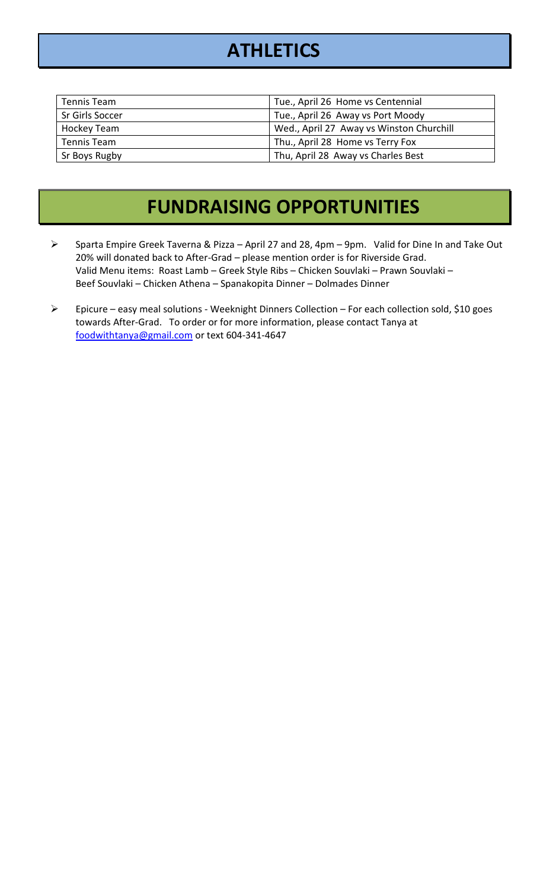# ATHLETICS

| | |
|---|---|
| Tennis Team | Tue., April 26 Home vs Centennial |
| Sr Girls Soccer | Tue., April 26 Away vs Port Moody |
| Hockey Team | Wed., April 27 Away vs Winston Churchill |
| Tennis Team | Thu., April 28 Home vs Terry Fox |
| Sr Boys Rugby | Thu, April 28 Away vs Charles Best |

# FUNDRAISING OPPORTUNITIES

- Sparta Empire Greek Taverna & Pizza – April 27 and 28, 4pm – 9pm. Valid for Dine In and Take Out 20% will donated back to After-Grad – please mention order is for Riverside Grad. Valid Menu items: Roast Lamb – Greek Style Ribs – Chicken Souvlaki – Prawn Souvlaki – Beef Souvlaki – Chicken Athena – Spanakopita Dinner – Dolmades Dinner
- Epicure – easy meal solutions - Weeknight Dinners Collection – For each collection sold, $10 goes towards After-Grad. To order or for more information, please contact Tanya at foodwithtanya@gmail.com or text 604-341-4647